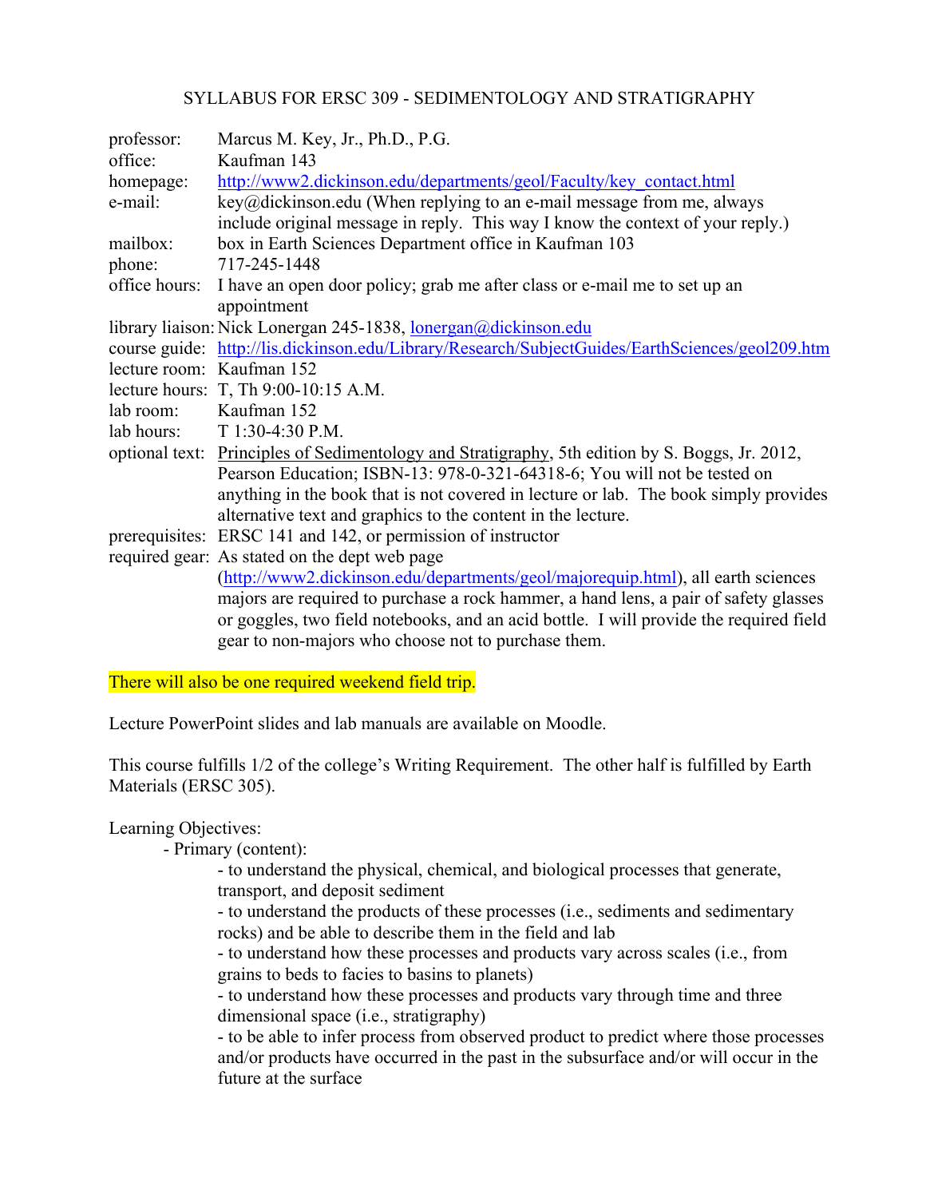# SYLLABUS FOR ERSC 309 - SEDIMENTOLOGY AND STRATIGRAPHY

| | |
|---|---|
| professor: | Marcus M. Key, Jr., Ph.D., P.G. |
| office: | Kaufman 143 |
| homepage: | [http://www2.dickinson.edu/departments/geol/Faculty/key_contact.html](http://www2.dickinson.edu/departments/geol/Faculty/key_contact.html) |
| e-mail: | key@dickinson.edu (When replying to an e-mail message from me, always include original message in reply. This way I know the context of your reply.) |
| mailbox: | box in Earth Sciences Department office in Kaufman 103 |
| phone: | 717-245-1448 |
| office hours: | I have an open door policy; grab me after class or e-mail me to set up an appointment |
| library liaison: | Nick Lonergan 245-1838, [lonergan@dickinson.edu](mailto:lonergan@dickinson.edu) |
| course guide: | [http://lis.dickinson.edu/Library/Research/SubjectGuides/EarthSciences/geol209.htm](http://lis.dickinson.edu/Library/Research/SubjectGuides/EarthSciences/geol209.htm) |
| lecture room: | Kaufman 152 |
| lecture hours: | T, Th 9:00-10:15 A.M. |
| lab room: | Kaufman 152 |
| lab hours: | T 1:30-4:30 P.M. |
| optional text: | Principles of Sedimentology and Stratigraphy, 5th edition by S. Boggs, Jr. 2012, Pearson Education; ISBN-13: 978-0-321-64318-6; You will not be tested on anything in the book that is not covered in lecture or lab. The book simply provides alternative text and graphics to the content in the lecture. |
| prerequisites: | ERSC 141 and 142, or permission of instructor |
| required gear: | As stated on the dept web page ([http://www2.dickinson.edu/departments/geol/majorequip.html](http://www2.dickinson.edu/departments/geol/majorequip.html)), all earth sciences majors are required to purchase a rock hammer, a hand lens, a pair of safety glasses or goggles, two field notebooks, and an acid bottle. I will provide the required field gear to non-majors who choose not to purchase them. |

There will also be one required weekend field trip.

Lecture PowerPoint slides and lab manuals are available on Moodle.

This course fulfills 1/2 of the college's Writing Requirement. The other half is fulfilled by Earth Materials (ERSC 305).

Learning Objectives:

- Primary (content):
  - to understand the physical, chemical, and biological processes that generate, transport, and deposit sediment
  - to understand the products of these processes (i.e., sediments and sedimentary rocks) and be able to describe them in the field and lab
  - to understand how these processes and products vary across scales (i.e., from grains to beds to facies to basins to planets)
  - to understand how these processes and products vary through time and three dimensional space (i.e., stratigraphy)
  - to be able to infer process from observed product to predict where those processes and/or products have occurred in the past in the subsurface and/or will occur in the future at the surface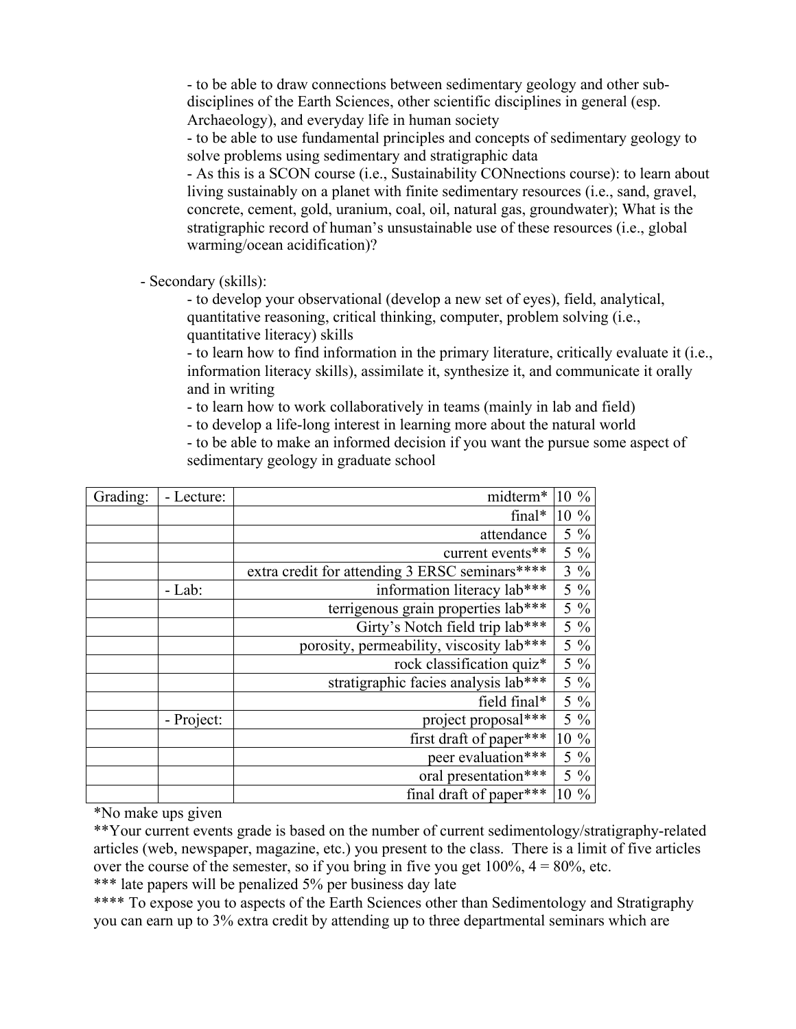- to be able to draw connections between sedimentary geology and other sub-disciplines of the Earth Sciences, other scientific disciplines in general (esp. Archaeology), and everyday life in human society
- to be able to use fundamental principles and concepts of sedimentary geology to solve problems using sedimentary and stratigraphic data
- As this is a SCON course (i.e., Sustainability CONnections course): to learn about living sustainably on a planet with finite sedimentary resources (i.e., sand, gravel, concrete, cement, gold, uranium, coal, oil, natural gas, groundwater); What is the stratigraphic record of human's unsustainable use of these resources (i.e., global warming/ocean acidification)?

- Secondary (skills):
    - to develop your observational (develop a new set of eyes), field, analytical, quantitative reasoning, critical thinking, computer, problem solving (i.e., quantitative literacy) skills
    - to learn how to find information in the primary literature, critically evaluate it (i.e., information literacy skills), assimilate it, synthesize it, and communicate it orally and in writing
    - to learn how to work collaboratively in teams (mainly in lab and field)
    - to develop a life-long interest in learning more about the natural world
    - to be able to make an informed decision if you want the pursue some aspect of sedimentary geology in graduate school

| Grading: | - Lecture: | midterm* | 10 % |
|---|---|---|---|
| | | final* | 10 % |
| | | attendance | 5 % |
| | | current events** | 5 % |
| | | extra credit for attending 3 ERSC seminars**** | 3 % |
| | - Lab: | information literacy lab*** | 5 % |
| | | terrigenous grain properties lab*** | 5 % |
| | | Girty's Notch field trip lab*** | 5 % |
| | | porosity, permeability, viscosity lab*** | 5 % |
| | | rock classification quiz* | 5 % |
| | | stratigraphic facies analysis lab*** | 5 % |
| | | field final* | 5 % |
| | - Project: | project proposal*** | 5 % |
| | | first draft of paper*** | 10 % |
| | | peer evaluation*** | 5 % |
| | | oral presentation*** | 5 % |
| | | final draft of paper*** | 10 % |

*No make ups given

**Your current events grade is based on the number of current sedimentology/stratigraphy-related articles (web, newspaper, magazine, etc.) you present to the class. There is a limit of five articles over the course of the semester, so if you bring in five you get 100%, 4 = 80%, etc.

*** late papers will be penalized 5% per business day late

**** To expose you to aspects of the Earth Sciences other than Sedimentology and Stratigraphy you can earn up to 3% extra credit by attending up to three departmental seminars which are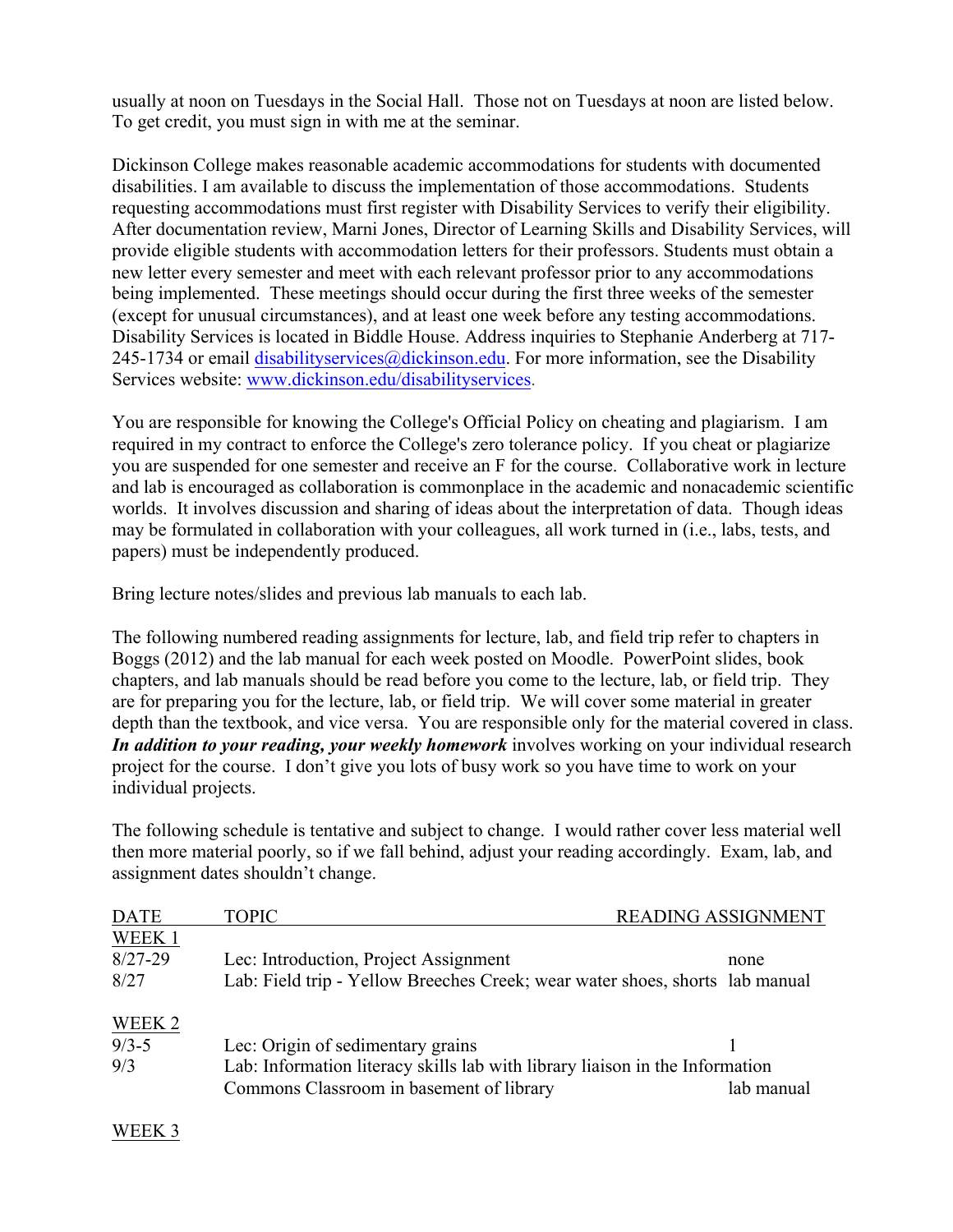usually at noon on Tuesdays in the Social Hall. Those not on Tuesdays at noon are listed below. To get credit, you must sign in with me at the seminar.

Dickinson College makes reasonable academic accommodations for students with documented disabilities. I am available to discuss the implementation of those accommodations. Students requesting accommodations must first register with Disability Services to verify their eligibility. After documentation review, Marni Jones, Director of Learning Skills and Disability Services, will provide eligible students with accommodation letters for their professors. Students must obtain a new letter every semester and meet with each relevant professor prior to any accommodations being implemented. These meetings should occur during the first three weeks of the semester (except for unusual circumstances), and at least one week before any testing accommodations. Disability Services is located in Biddle House. Address inquiries to Stephanie Anderberg at 717-245-1734 or email disabilityservices@dickinson.edu. For more information, see the Disability Services website: www.dickinson.edu/disabilityservices.

You are responsible for knowing the College's Official Policy on cheating and plagiarism. I am required in my contract to enforce the College's zero tolerance policy. If you cheat or plagiarize you are suspended for one semester and receive an F for the course. Collaborative work in lecture and lab is encouraged as collaboration is commonplace in the academic and nonacademic scientific worlds. It involves discussion and sharing of ideas about the interpretation of data. Though ideas may be formulated in collaboration with your colleagues, all work turned in (i.e., labs, tests, and papers) must be independently produced.

Bring lecture notes/slides and previous lab manuals to each lab.

The following numbered reading assignments for lecture, lab, and field trip refer to chapters in Boggs (2012) and the lab manual for each week posted on Moodle. PowerPoint slides, book chapters, and lab manuals should be read before you come to the lecture, lab, or field trip. They are for preparing you for the lecture, lab, or field trip. We will cover some material in greater depth than the textbook, and vice versa. You are responsible only for the material covered in class. ***In addition to your reading, your weekly homework*** involves working on your individual research project for the course. I don't give you lots of busy work so you have time to work on your individual projects.

The following schedule is tentative and subject to change. I would rather cover less material well then more material poorly, so if we fall behind, adjust your reading accordingly. Exam, lab, and assignment dates shouldn't change.

| DATE | TOPIC | READING ASSIGNMENT |
|---|---|---|
| WEEK 1 | | |
| 8/27-29 | Lec: Introduction, Project Assignment | none |
| 8/27 | Lab: Field trip - Yellow Breeches Creek; wear water shoes, shorts | lab manual |
| WEEK 2 | | |
| 9/3-5 | Lec: Origin of sedimentary grains | 1 |
| 9/3 | Lab: Information literacy skills lab with library liaison in the Information Commons Classroom in basement of library | lab manual |
| WEEK 3 | | |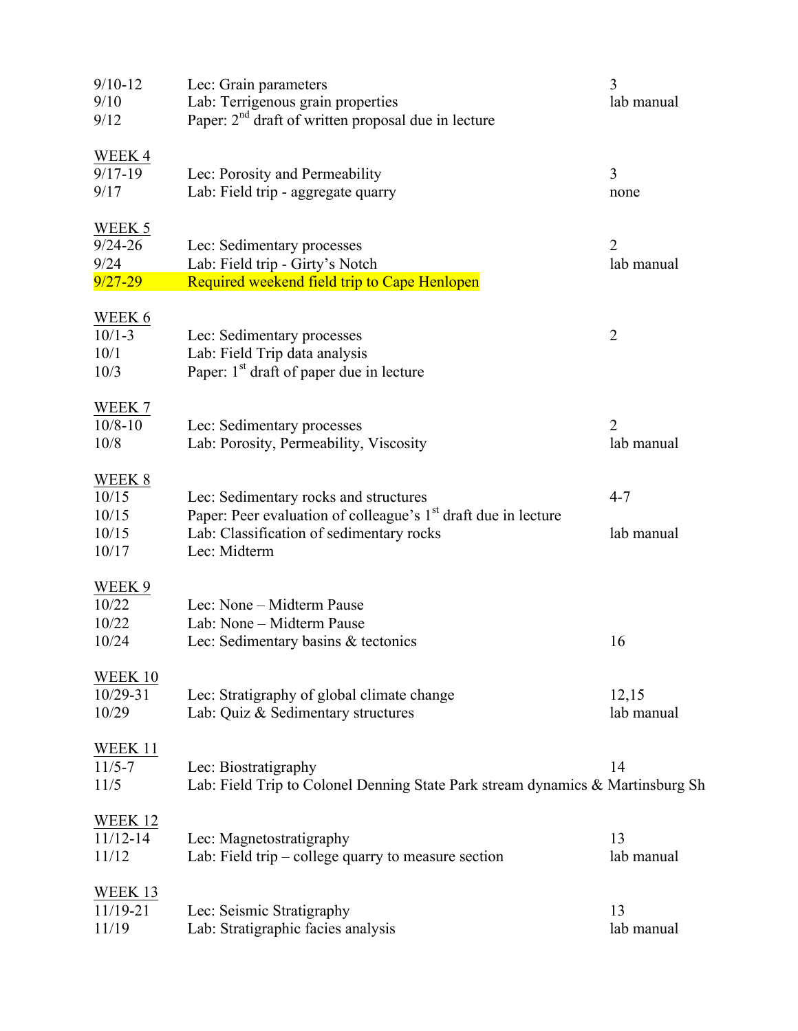| | | |
|---|---|---|
| 9/10-12 | Lec: Grain parameters | 3 |
| 9/10 | Lab: Terrigenous grain properties | lab manual |
| 9/12 | Paper: 2nd draft of written proposal due in lecture | |
| **WEEK 4** | | |
| 9/17-19 | Lec: Porosity and Permeability | 3 |
| 9/17 | Lab: Field trip - aggregate quarry | none |
| **WEEK 5** | | |
| 9/24-26 | Lec: Sedimentary processes | 2 |
| 9/24 | Lab: Field trip - Girty's Notch | lab manual |
| 9/27-29 | Required weekend field trip to Cape Henlopen | |
| **WEEK 6** | | |
| 10/1-3 | Lec: Sedimentary processes | 2 |
| 10/1 | Lab: Field Trip data analysis | |
| 10/3 | Paper: 1st draft of paper due in lecture | |
| **WEEK 7** | | |
| 10/8-10 | Lec: Sedimentary processes | 2 |
| 10/8 | Lab: Porosity, Permeability, Viscosity | lab manual |
| **WEEK 8** | | |
| 10/15 | Lec: Sedimentary rocks and structures | 4-7 |
| 10/15 | Paper: Peer evaluation of colleague's 1st draft due in lecture | |
| 10/15 | Lab: Classification of sedimentary rocks | lab manual |
| 10/17 | Lec: Midterm | |
| **WEEK 9** | | |
| 10/22 | Lec: None – Midterm Pause | |
| 10/22 | Lab: None – Midterm Pause | |
| 10/24 | Lec: Sedimentary basins & tectonics | 16 |
| **WEEK 10** | | |
| 10/29-31 | Lec: Stratigraphy of global climate change | 12,15 |
| 10/29 | Lab: Quiz & Sedimentary structures | lab manual |
| **WEEK 11** | | |
| 11/5-7 | Lec: Biostratigraphy | 14 |
| 11/5 | Lab: Field Trip to Colonel Denning State Park stream dynamics & Martinsburg Sh | |
| **WEEK 12** | | |
| 11/12-14 | Lec: Magnetostratigraphy | 13 |
| 11/12 | Lab: Field trip – college quarry to measure section | lab manual |
| **WEEK 13** | | |
| 11/19-21 | Lec: Seismic Stratigraphy | 13 |
| 11/19 | Lab: Stratigraphic facies analysis | lab manual |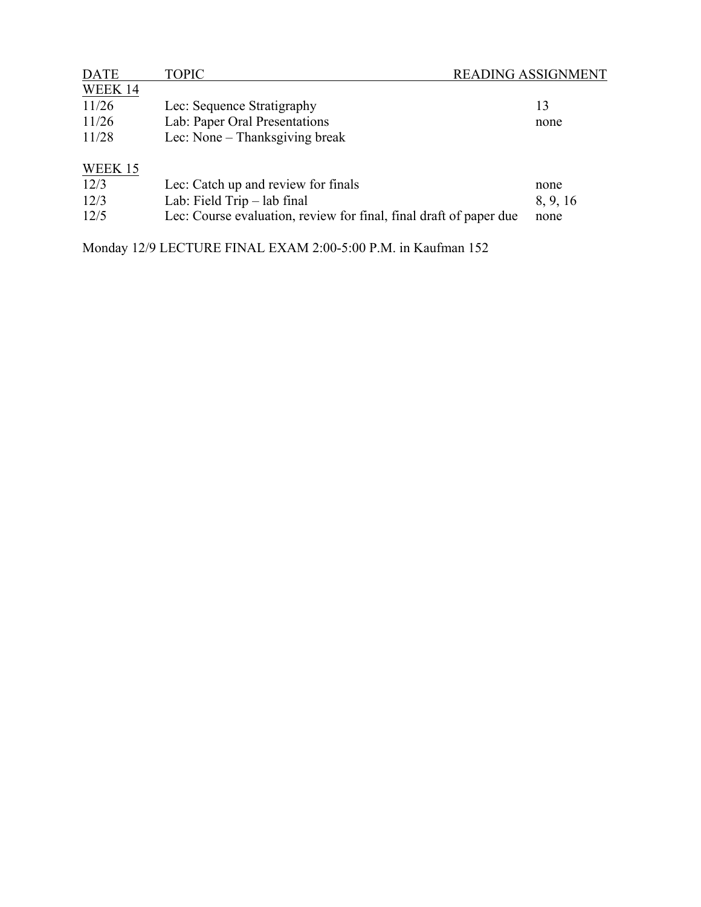| DATE | TOPIC | READING ASSIGNMENT |
| --- | --- | --- |
| WEEK 14 | | |
| 11/26 | Lec: Sequence Stratigraphy | 13 |
| 11/26 | Lab: Paper Oral Presentations | none |
| 11/28 | Lec: None – Thanksgiving break | |
| WEEK 15 | | |
| 12/3 | Lec: Catch up and review for finals | none |
| 12/3 | Lab: Field Trip – lab final | 8, 9, 16 |
| 12/5 | Lec: Course evaluation, review for final, final draft of paper due | none |

Monday 12/9 LECTURE FINAL EXAM 2:00-5:00 P.M. in Kaufman 152